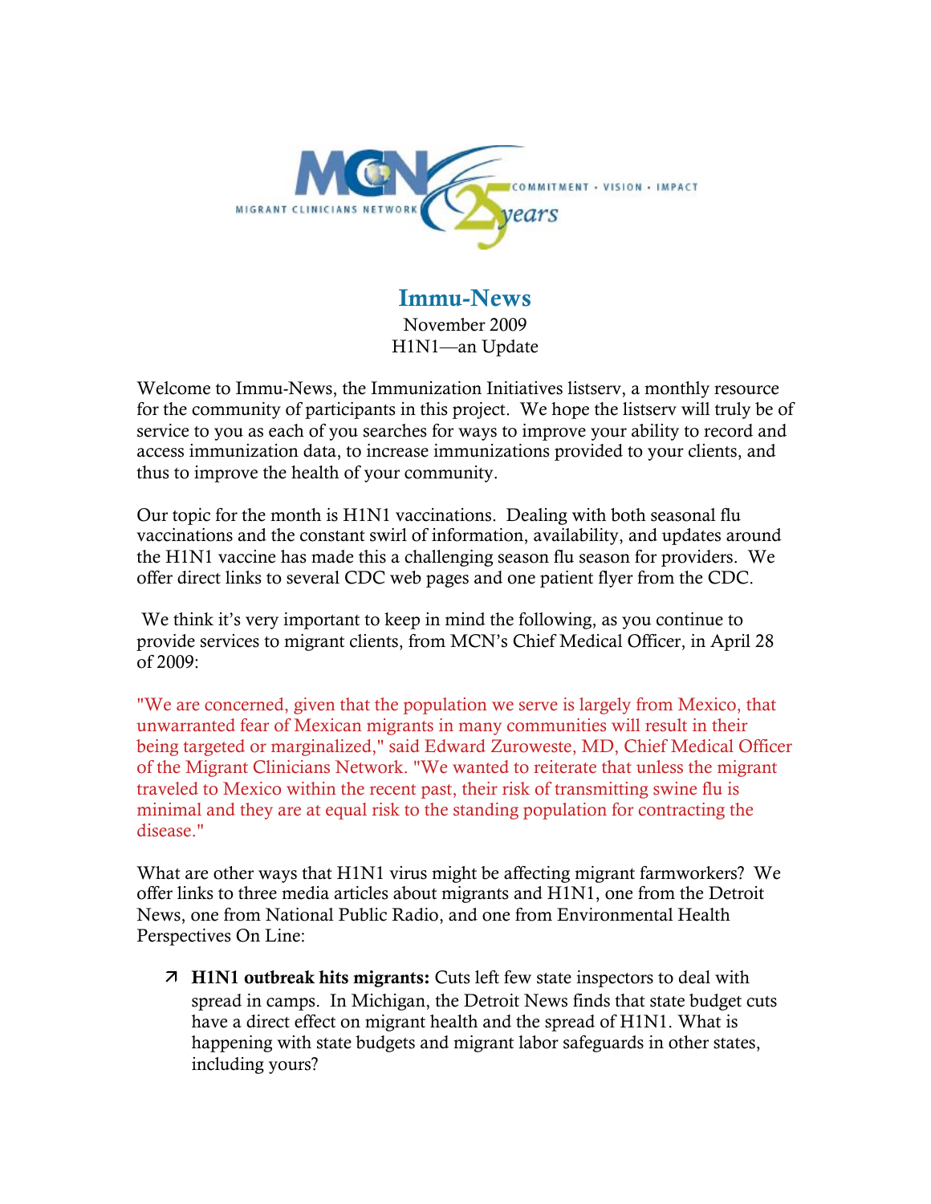MIGRANT CLINICIANS NETWORK — COMMITMENT • VISION • IMPACT — 25 years

# Immu-News

November 2009

H1N1—an Update

Welcome to Immu-News, the Immunization Initiatives listserv, a monthly resource for the community of participants in this project. We hope the listserv will truly be of service to you as each of you searches for ways to improve your ability to record and access immunization data, to increase immunizations provided to your clients, and thus to improve the health of your community.

Our topic for the month is H1N1 vaccinations. Dealing with both seasonal flu vaccinations and the constant swirl of information, availability, and updates around the H1N1 vaccine has made this a challenging season flu season for providers. We offer direct links to several CDC web pages and one patient flyer from the CDC.

We think it's very important to keep in mind the following, as you continue to provide services to migrant clients, from MCN's Chief Medical Officer, in April 28 of 2009:

"We are concerned, given that the population we serve is largely from Mexico, that unwarranted fear of Mexican migrants in many communities will result in their being targeted or marginalized," said Edward Zuroweste, MD, Chief Medical Officer of the Migrant Clinicians Network. "We wanted to reiterate that unless the migrant traveled to Mexico within the recent past, their risk of transmitting swine flu is minimal and they are at equal risk to the standing population for contracting the disease."

What are other ways that H1N1 virus might be affecting migrant farmworkers? We offer links to three media articles about migrants and H1N1, one from the Detroit News, one from National Public Radio, and one from Environmental Health Perspectives On Line:

- **H1N1 outbreak hits migrants:** Cuts left few state inspectors to deal with spread in camps. In Michigan, the Detroit News finds that state budget cuts have a direct effect on migrant health and the spread of H1N1. What is happening with state budgets and migrant labor safeguards in other states, including yours?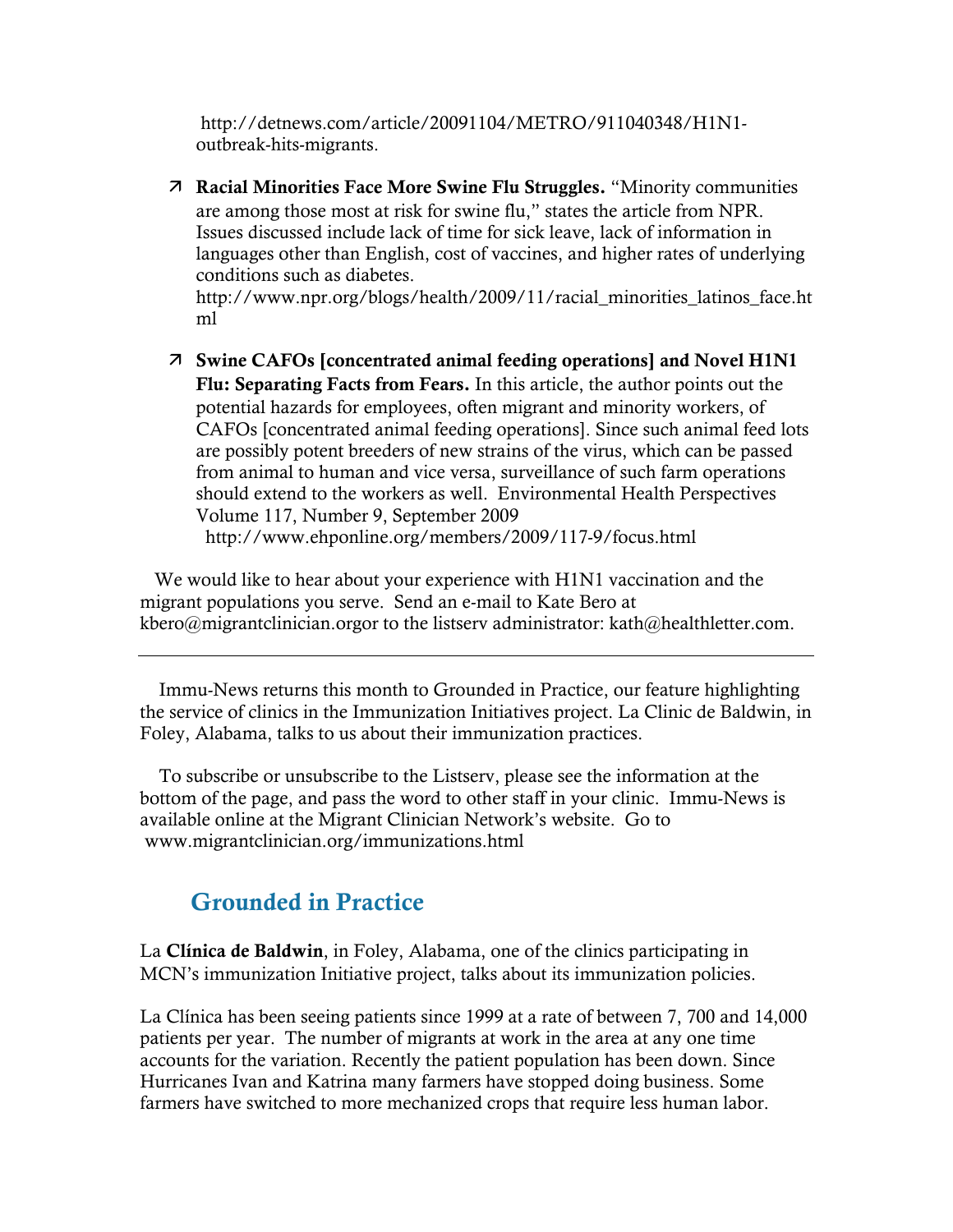http://detnews.com/article/20091104/METRO/911040348/H1N1-outbreak-hits-migrants.

- **Racial Minorities Face More Swine Flu Struggles.** "Minority communities are among those most at risk for swine flu," states the article from NPR. Issues discussed include lack of time for sick leave, lack of information in languages other than English, cost of vaccines, and higher rates of underlying conditions such as diabetes.
  http://www.npr.org/blogs/health/2009/11/racial_minorities_latinos_face.html

- **Swine CAFOs [concentrated animal feeding operations] and Novel H1N1 Flu: Separating Facts from Fears.** In this article, the author points out the potential hazards for employees, often migrant and minority workers, of CAFOs [concentrated animal feeding operations]. Since such animal feed lots are possibly potent breeders of new strains of the virus, which can be passed from animal to human and vice versa, surveillance of such farm operations should extend to the workers as well. Environmental Health Perspectives Volume 117, Number 9, September 2009
  http://www.ehponline.org/members/2009/117-9/focus.html

We would like to hear about your experience with H1N1 vaccination and the migrant populations you serve. Send an e-mail to Kate Bero at kbero@migrantclinician.orgor to the listserv administrator: kath@healthletter.com.

---

Immu-News returns this month to Grounded in Practice, our feature highlighting the service of clinics in the Immunization Initiatives project. La Clinic de Baldwin, in Foley, Alabama, talks to us about their immunization practices.

To subscribe or unsubscribe to the Listserv, please see the information at the bottom of the page, and pass the word to other staff in your clinic. Immu-News is available online at the Migrant Clinician Network's website. Go to www.migrantclinician.org/immunizations.html

## Grounded in Practice

La **Clínica de Baldwin**, in Foley, Alabama, one of the clinics participating in MCN's immunization Initiative project, talks about its immunization policies.

La Clínica has been seeing patients since 1999 at a rate of between 7, 700 and 14,000 patients per year. The number of migrants at work in the area at any one time accounts for the variation. Recently the patient population has been down. Since Hurricanes Ivan and Katrina many farmers have stopped doing business. Some farmers have switched to more mechanized crops that require less human labor.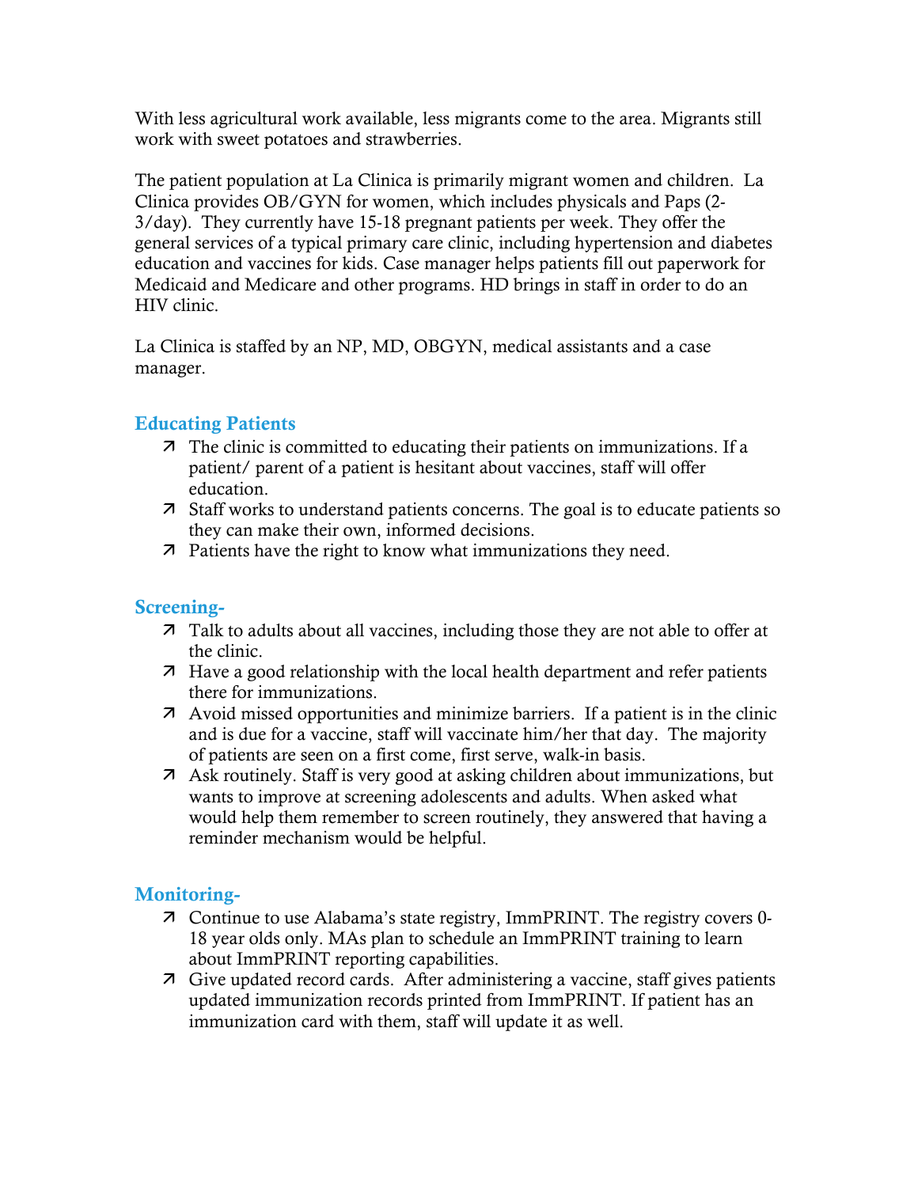With less agricultural work available, less migrants come to the area. Migrants still work with sweet potatoes and strawberries.

The patient population at La Clinica is primarily migrant women and children. La Clinica provides OB/GYN for women, which includes physicals and Paps (2-3/day). They currently have 15-18 pregnant patients per week. They offer the general services of a typical primary care clinic, including hypertension and diabetes education and vaccines for kids. Case manager helps patients fill out paperwork for Medicaid and Medicare and other programs. HD brings in staff in order to do an HIV clinic.

La Clinica is staffed by an NP, MD, OBGYN, medical assistants and a case manager.

## Educating Patients

- The clinic is committed to educating their patients on immunizations. If a patient/ parent of a patient is hesitant about vaccines, staff will offer education.
- Staff works to understand patients concerns. The goal is to educate patients so they can make their own, informed decisions.
- Patients have the right to know what immunizations they need.

## Screening-

- Talk to adults about all vaccines, including those they are not able to offer at the clinic.
- Have a good relationship with the local health department and refer patients there for immunizations.
- Avoid missed opportunities and minimize barriers. If a patient is in the clinic and is due for a vaccine, staff will vaccinate him/her that day. The majority of patients are seen on a first come, first serve, walk-in basis.
- Ask routinely. Staff is very good at asking children about immunizations, but wants to improve at screening adolescents and adults. When asked what would help them remember to screen routinely, they answered that having a reminder mechanism would be helpful.

## Monitoring-

- Continue to use Alabama's state registry, ImmPRINT. The registry covers 0-18 year olds only. MAs plan to schedule an ImmPRINT training to learn about ImmPRINT reporting capabilities.
- Give updated record cards. After administering a vaccine, staff gives patients updated immunization records printed from ImmPRINT. If patient has an immunization card with them, staff will update it as well.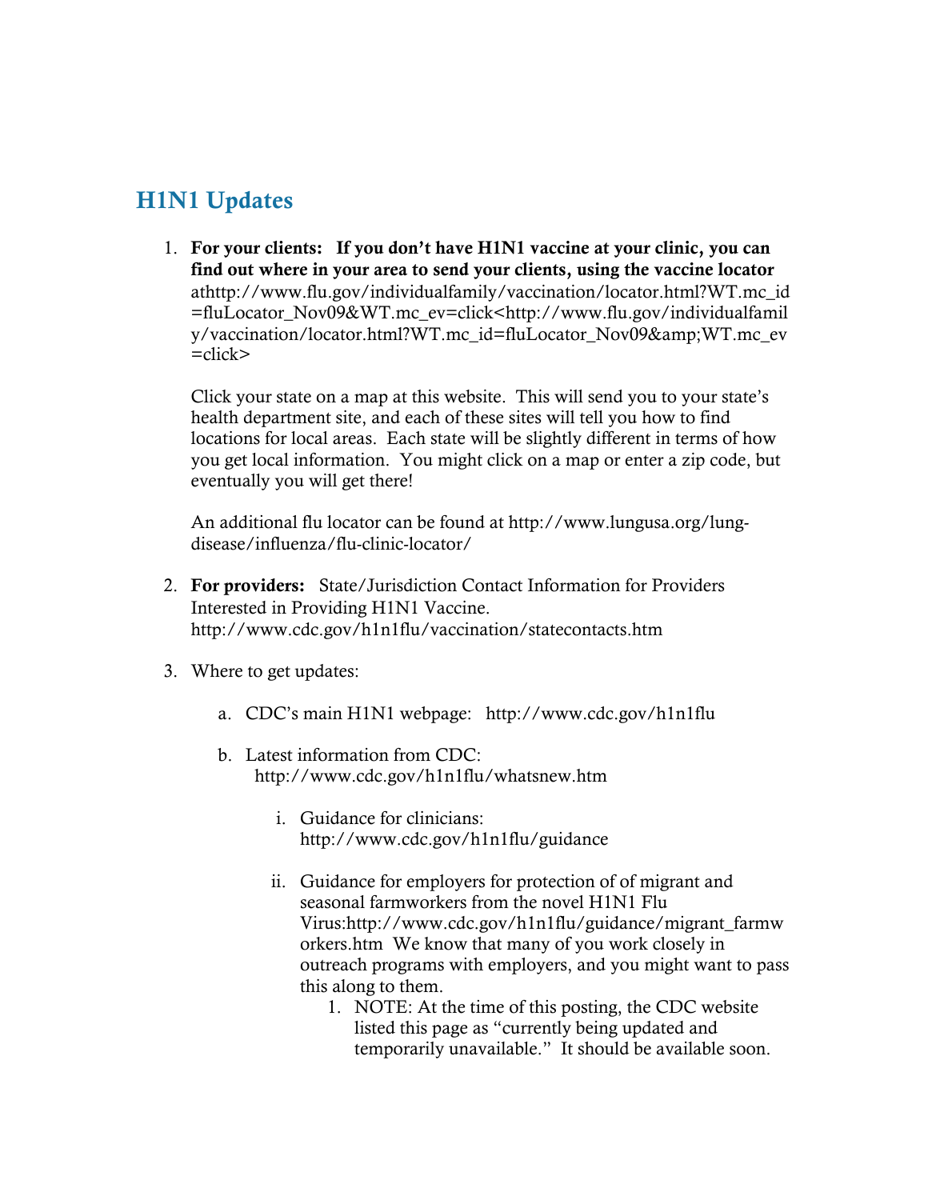## H1N1 Updates

1. **For your clients: If you don't have H1N1 vaccine at your clinic, you can find out where in your area to send your clients, using the vaccine locator** athttp://www.flu.gov/individualfamily/vaccination/locator.html?WT.mc_id=fluLocator_Nov09&WT.mc_ev=click<http://www.flu.gov/individualfamily/vaccination/locator.html?WT.mc_id=fluLocator_Nov09&amp;WT.mc_ev=click>

   Click your state on a map at this website. This will send you to your state's health department site, and each of these sites will tell you how to find locations for local areas. Each state will be slightly different in terms of how you get local information. You might click on a map or enter a zip code, but eventually you will get there!

   An additional flu locator can be found at http://www.lungusa.org/lung-disease/influenza/flu-clinic-locator/

2. **For providers:** State/Jurisdiction Contact Information for Providers Interested in Providing H1N1 Vaccine. http://www.cdc.gov/h1n1flu/vaccination/statecontacts.htm

3. Where to get updates:

   a. CDC's main H1N1 webpage: http://www.cdc.gov/h1n1flu

   b. Latest information from CDC: http://www.cdc.gov/h1n1flu/whatsnew.htm

      i. Guidance for clinicians: http://www.cdc.gov/h1n1flu/guidance

      ii. Guidance for employers for protection of of migrant and seasonal farmworkers from the novel H1N1 Flu Virus:http://www.cdc.gov/h1n1flu/guidance/migrant_farmworkers.htm We know that many of you work closely in outreach programs with employers, and you might want to pass this along to them.

         1. NOTE: At the time of this posting, the CDC website listed this page as "currently being updated and temporarily unavailable." It should be available soon.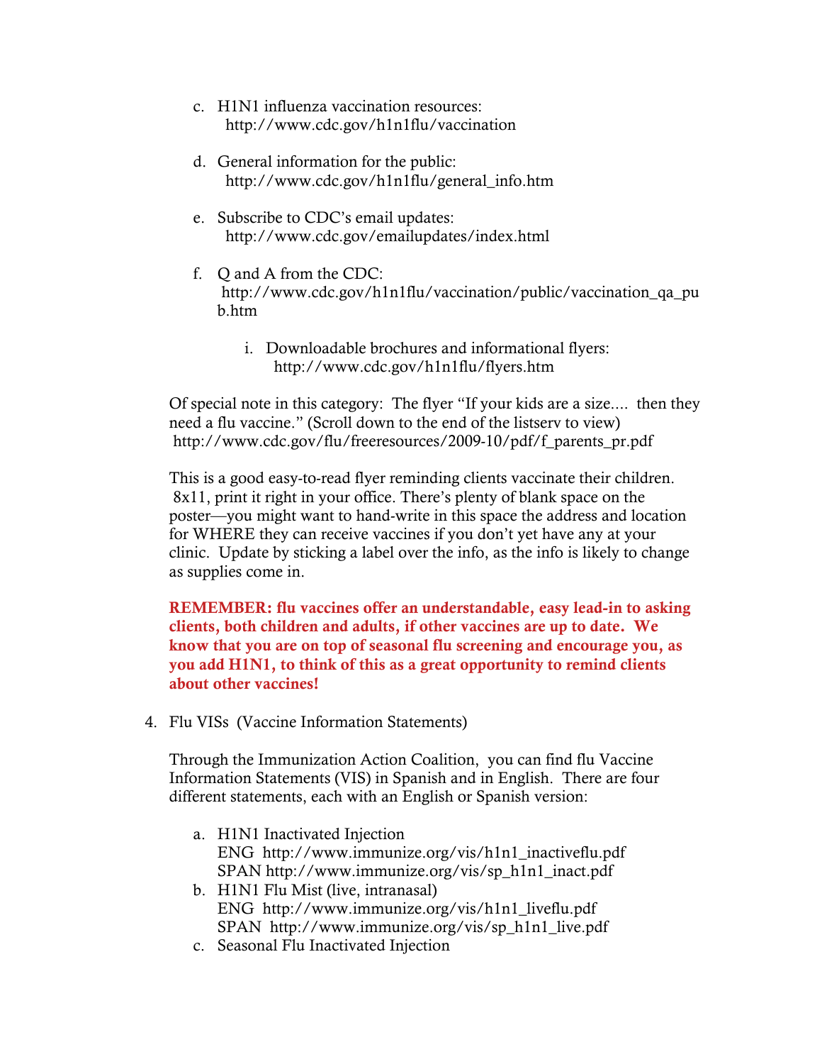c. H1N1 influenza vaccination resources:
   http://www.cdc.gov/h1n1flu/vaccination

d. General information for the public:
   http://www.cdc.gov/h1n1flu/general_info.htm

e. Subscribe to CDC's email updates:
   http://www.cdc.gov/emailupdates/index.html

f. Q and A from the CDC:
   http://www.cdc.gov/h1n1flu/vaccination/public/vaccination_qa_pub.htm

   i. Downloadable brochures and informational flyers:
      http://www.cdc.gov/h1n1flu/flyers.htm

Of special note in this category: The flyer "If your kids are a size.... then they need a flu vaccine." (Scroll down to the end of the listserv to view) http://www.cdc.gov/flu/freeresources/2009-10/pdf/f_parents_pr.pdf

This is a good easy-to-read flyer reminding clients vaccinate their children. 8x11, print it right in your office. There's plenty of blank space on the poster—you might want to hand-write in this space the address and location for WHERE they can receive vaccines if you don't yet have any at your clinic. Update by sticking a label over the info, as the info is likely to change as supplies come in.

**REMEMBER: flu vaccines offer an understandable, easy lead-in to asking clients, both children and adults, if other vaccines are up to date. We know that you are on top of seasonal flu screening and encourage you, as you add H1N1, to think of this as a great opportunity to remind clients about other vaccines!**

4. Flu VISs (Vaccine Information Statements)

   Through the Immunization Action Coalition, you can find flu Vaccine Information Statements (VIS) in Spanish and in English. There are four different statements, each with an English or Spanish version:

   a. H1N1 Inactivated Injection
      ENG http://www.immunize.org/vis/h1n1_inactiveflu.pdf
      SPAN http://www.immunize.org/vis/sp_h1n1_inact.pdf
   b. H1N1 Flu Mist (live, intranasal)
      ENG http://www.immunize.org/vis/h1n1_liveflu.pdf
      SPAN http://www.immunize.org/vis/sp_h1n1_live.pdf
   c. Seasonal Flu Inactivated Injection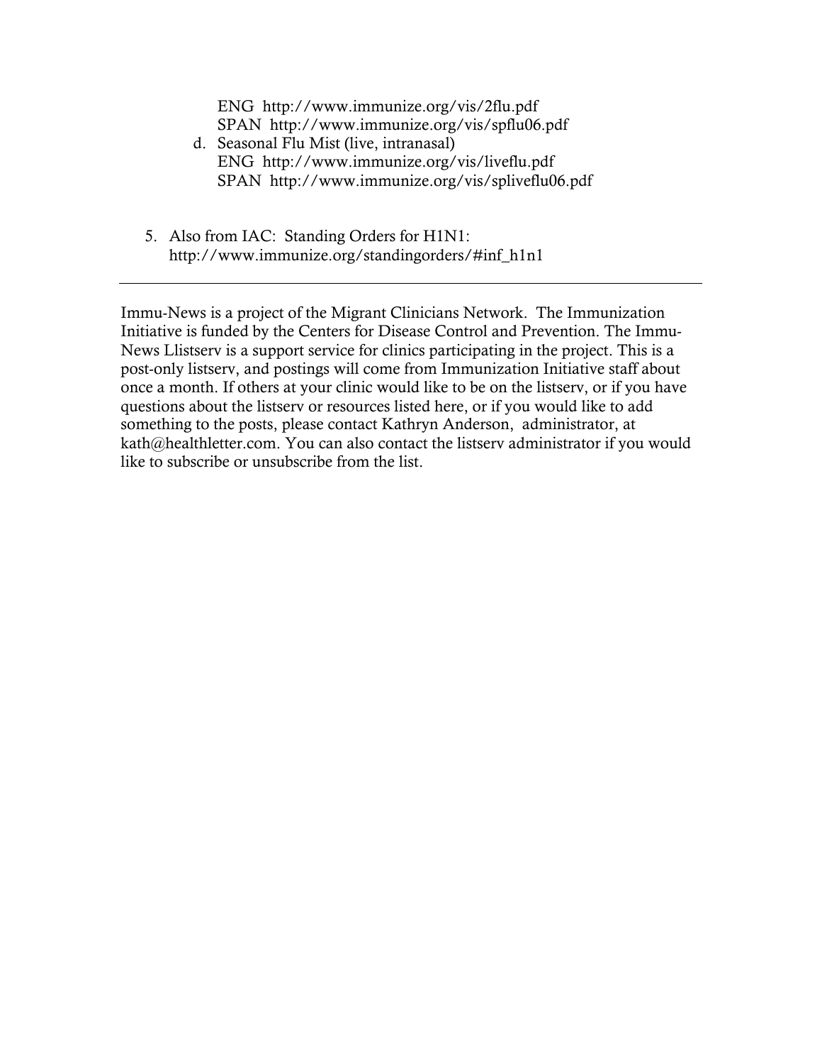ENG http://www.immunize.org/vis/2flu.pdf
SPAN http://www.immunize.org/vis/spflu06.pdf

d. Seasonal Flu Mist (live, intranasal)
ENG http://www.immunize.org/vis/liveflu.pdf
SPAN http://www.immunize.org/vis/spliveflu06.pdf

5. Also from IAC: Standing Orders for H1N1:
http://www.immunize.org/standingorders/#inf_h1n1

---

Immu-News is a project of the Migrant Clinicians Network. The Immunization Initiative is funded by the Centers for Disease Control and Prevention. The Immu-News Llistserv is a support service for clinics participating in the project. This is a post-only listserv, and postings will come from Immunization Initiative staff about once a month. If others at your clinic would like to be on the listserv, or if you have questions about the listserv or resources listed here, or if you would like to add something to the posts, please contact Kathryn Anderson, administrator, at kath@healthletter.com. You can also contact the listserv administrator if you would like to subscribe or unsubscribe from the list.